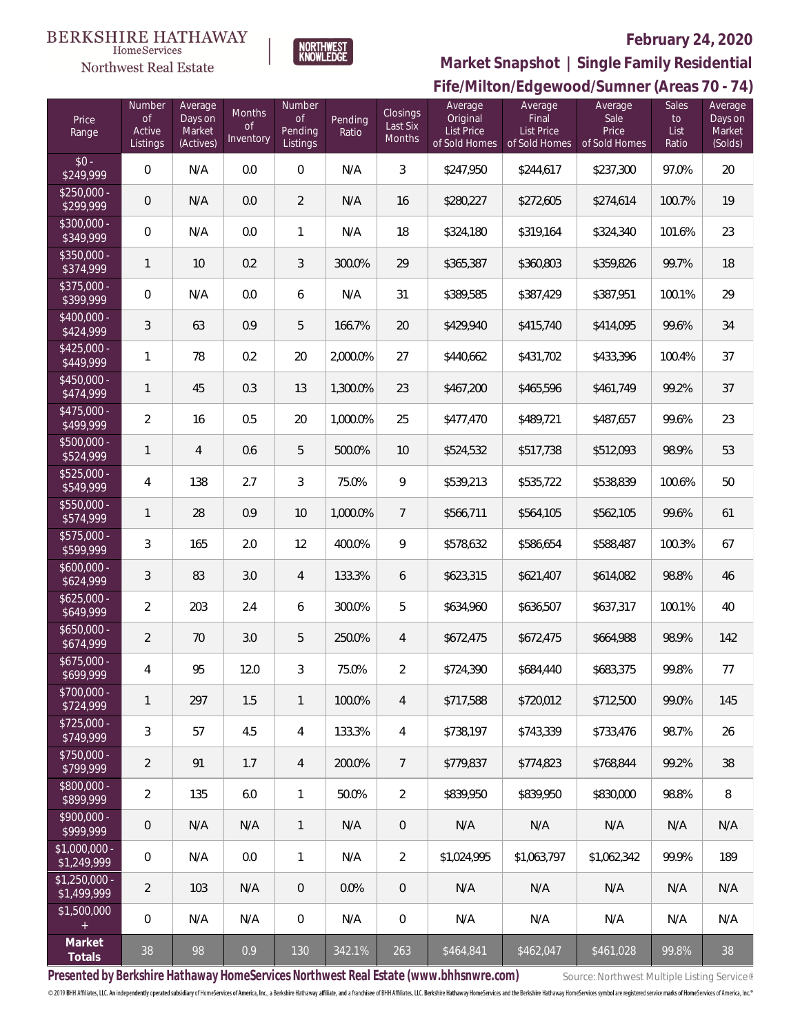BERKSHIRE HATHAWAY HomeServices Northwest Real Estate | NORTHWEST KNOWLEDGE

**February 24, 2020**

## Market Snapshot | Single Family Residential

## Fife/Milton/Edgewood/Sumner (Areas 70 - 74)

| Price Range | Number of Active Listings | Average Days on Market (Actives) | Months of Inventory | Number of Pending Listings | Pending Ratio | Closings Last Six Months | Average Original List Price of Sold Homes | Average Final List Price of Sold Homes | Average Sale Price of Sold Homes | Sales to List Ratio | Average Days on Market (Solds) |
|---|---|---|---|---|---|---|---|---|---|---|---|
| $0 - $249,999 | 0 | N/A | 0.0 | 0 | N/A | 3 | $247,950 | $244,617 | $237,300 | 97.0% | 20 |
| $250,000 - $299,999 | 0 | N/A | 0.0 | 2 | N/A | 16 | $280,227 | $272,605 | $274,614 | 100.7% | 19 |
| $300,000 - $349,999 | 0 | N/A | 0.0 | 1 | N/A | 18 | $324,180 | $319,164 | $324,340 | 101.6% | 23 |
| $350,000 - $374,999 | 1 | 10 | 0.2 | 3 | 300.0% | 29 | $365,387 | $360,803 | $359,826 | 99.7% | 18 |
| $375,000 - $399,999 | 0 | N/A | 0.0 | 6 | N/A | 31 | $389,585 | $387,429 | $387,951 | 100.1% | 29 |
| $400,000 - $424,999 | 3 | 63 | 0.9 | 5 | 166.7% | 20 | $429,940 | $415,740 | $414,095 | 99.6% | 34 |
| $425,000 - $449,999 | 1 | 78 | 0.2 | 20 | 2,000.0% | 27 | $440,662 | $431,702 | $433,396 | 100.4% | 37 |
| $450,000 - $474,999 | 1 | 45 | 0.3 | 13 | 1,300.0% | 23 | $467,200 | $465,596 | $461,749 | 99.2% | 37 |
| $475,000 - $499,999 | 2 | 16 | 0.5 | 20 | 1,000.0% | 25 | $477,470 | $489,721 | $487,657 | 99.6% | 23 |
| $500,000 - $524,999 | 1 | 4 | 0.6 | 5 | 500.0% | 10 | $524,532 | $517,738 | $512,093 | 98.9% | 53 |
| $525,000 - $549,999 | 4 | 138 | 2.7 | 3 | 75.0% | 9 | $539,213 | $535,722 | $538,839 | 100.6% | 50 |
| $550,000 - $574,999 | 1 | 28 | 0.9 | 10 | 1,000.0% | 7 | $566,711 | $564,105 | $562,105 | 99.6% | 61 |
| $575,000 - $599,999 | 3 | 165 | 2.0 | 12 | 400.0% | 9 | $578,632 | $586,654 | $588,487 | 100.3% | 67 |
| $600,000 - $624,999 | 3 | 83 | 3.0 | 4 | 133.3% | 6 | $623,315 | $621,407 | $614,082 | 98.8% | 46 |
| $625,000 - $649,999 | 2 | 203 | 2.4 | 6 | 300.0% | 5 | $634,960 | $636,507 | $637,317 | 100.1% | 40 |
| $650,000 - $674,999 | 2 | 70 | 3.0 | 5 | 250.0% | 4 | $672,475 | $672,475 | $664,988 | 98.9% | 142 |
| $675,000 - $699,999 | 4 | 95 | 12.0 | 3 | 75.0% | 2 | $724,390 | $684,440 | $683,375 | 99.8% | 77 |
| $700,000 - $724,999 | 1 | 297 | 1.5 | 1 | 100.0% | 4 | $717,588 | $720,012 | $712,500 | 99.0% | 145 |
| $725,000 - $749,999 | 3 | 57 | 4.5 | 4 | 133.3% | 4 | $738,197 | $743,339 | $733,476 | 98.7% | 26 |
| $750,000 - $799,999 | 2 | 91 | 1.7 | 4 | 200.0% | 7 | $779,837 | $774,823 | $768,844 | 99.2% | 38 |
| $800,000 - $899,999 | 2 | 135 | 6.0 | 1 | 50.0% | 2 | $839,950 | $839,950 | $830,000 | 98.8% | 8 |
| $900,000 - $999,999 | 0 | N/A | N/A | 1 | N/A | 0 | N/A | N/A | N/A | N/A | N/A |
| $1,000,000 - $1,249,999 | 0 | N/A | 0.0 | 1 | N/A | 2 | $1,024,995 | $1,063,797 | $1,062,342 | 99.9% | 189 |
| $1,250,000 - $1,499,999 | 2 | 103 | N/A | 0 | 0.0% | 0 | N/A | N/A | N/A | N/A | N/A |
| $1,500,000 + | 0 | N/A | N/A | 0 | N/A | 0 | N/A | N/A | N/A | N/A | N/A |
| **Market Totals** | 38 | 98 | 0.9 | 130 | 342.1% | 263 | $464,841 | $462,047 | $461,028 | 99.8% | 38 |

**Presented by Berkshire Hathaway HomeServices Northwest Real Estate (www.bhhsnwre.com)** Source: Northwest Multiple Listing Service®

© 2019 BHH Affiliates, LLC. An independently operated subsidiary of HomeServices of America, Inc., a Berkshire Hathaway affiliate, and a franchisee of BHH Affiliates, LLC. Berkshire Hathaway HomeServices and the Berkshire Hathaway HomeServices symbol are registered service marks of HomeServices of America, Inc.®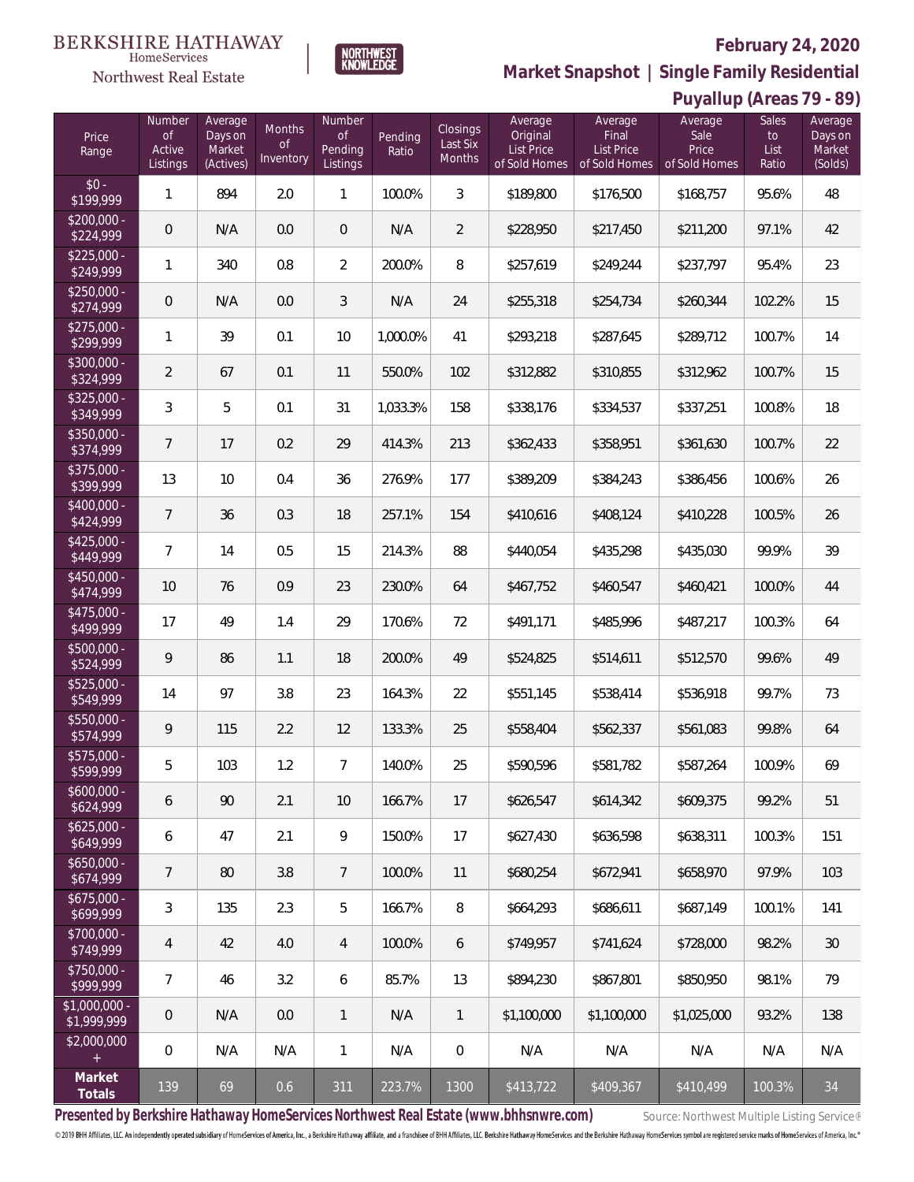BERKSHIRE HATHAWAY HomeServices Northwest Real Estate | NORTHWEST KNOWLEDGE

**February 24, 2020**

**Market Snapshot | Single Family Residential**

**Puyallup (Areas 79 - 89)**

| Price Range | Number of Active Listings | Average Days on Market (Actives) | Months of Inventory | Number of Pending Listings | Pending Ratio | Closings Last Six Months | Average Original List Price of Sold Homes | Average Final List Price of Sold Homes | Average Sale Price of Sold Homes | Sales to List Ratio | Average Days on Market (Solds) |
|---|---|---|---|---|---|---|---|---|---|---|---|
| $0 - $199,999 | 1 | 894 | 2.0 | 1 | 100.0% | 3 | $189,800 | $176,500 | $168,757 | 95.6% | 48 |
| $200,000 - $224,999 | 0 | N/A | 0.0 | 0 | N/A | 2 | $228,950 | $217,450 | $211,200 | 97.1% | 42 |
| $225,000 - $249,999 | 1 | 340 | 0.8 | 2 | 200.0% | 8 | $257,619 | $249,244 | $237,797 | 95.4% | 23 |
| $250,000 - $274,999 | 0 | N/A | 0.0 | 3 | N/A | 24 | $255,318 | $254,734 | $260,344 | 102.2% | 15 |
| $275,000 - $299,999 | 1 | 39 | 0.1 | 10 | 1,000.0% | 41 | $293,218 | $287,645 | $289,712 | 100.7% | 14 |
| $300,000 - $324,999 | 2 | 67 | 0.1 | 11 | 550.0% | 102 | $312,882 | $310,855 | $312,962 | 100.7% | 15 |
| $325,000 - $349,999 | 3 | 5 | 0.1 | 31 | 1,033.3% | 158 | $338,176 | $334,537 | $337,251 | 100.8% | 18 |
| $350,000 - $374,999 | 7 | 17 | 0.2 | 29 | 414.3% | 213 | $362,433 | $358,951 | $361,630 | 100.7% | 22 |
| $375,000 - $399,999 | 13 | 10 | 0.4 | 36 | 276.9% | 177 | $389,209 | $384,243 | $386,456 | 100.6% | 26 |
| $400,000 - $424,999 | 7 | 36 | 0.3 | 18 | 257.1% | 154 | $410,616 | $408,124 | $410,228 | 100.5% | 26 |
| $425,000 - $449,999 | 7 | 14 | 0.5 | 15 | 214.3% | 88 | $440,054 | $435,298 | $435,030 | 99.9% | 39 |
| $450,000 - $474,999 | 10 | 76 | 0.9 | 23 | 230.0% | 64 | $467,752 | $460,547 | $460,421 | 100.0% | 44 |
| $475,000 - $499,999 | 17 | 49 | 1.4 | 29 | 170.6% | 72 | $491,171 | $485,996 | $487,217 | 100.3% | 64 |
| $500,000 - $524,999 | 9 | 86 | 1.1 | 18 | 200.0% | 49 | $524,825 | $514,611 | $512,570 | 99.6% | 49 |
| $525,000 - $549,999 | 14 | 97 | 3.8 | 23 | 164.3% | 22 | $551,145 | $538,414 | $536,918 | 99.7% | 73 |
| $550,000 - $574,999 | 9 | 115 | 2.2 | 12 | 133.3% | 25 | $558,404 | $562,337 | $561,083 | 99.8% | 64 |
| $575,000 - $599,999 | 5 | 103 | 1.2 | 7 | 140.0% | 25 | $590,596 | $581,782 | $587,264 | 100.9% | 69 |
| $600,000 - $624,999 | 6 | 90 | 2.1 | 10 | 166.7% | 17 | $626,547 | $614,342 | $609,375 | 99.2% | 51 |
| $625,000 - $649,999 | 6 | 47 | 2.1 | 9 | 150.0% | 17 | $627,430 | $636,598 | $638,311 | 100.3% | 151 |
| $650,000 - $674,999 | 7 | 80 | 3.8 | 7 | 100.0% | 11 | $680,254 | $672,941 | $658,970 | 97.9% | 103 |
| $675,000 - $699,999 | 3 | 135 | 2.3 | 5 | 166.7% | 8 | $664,293 | $686,611 | $687,149 | 100.1% | 141 |
| $700,000 - $749,999 | 4 | 42 | 4.0 | 4 | 100.0% | 6 | $749,957 | $741,624 | $728,000 | 98.2% | 30 |
| $750,000 - $999,999 | 7 | 46 | 3.2 | 6 | 85.7% | 13 | $894,230 | $867,801 | $850,950 | 98.1% | 79 |
| $1,000,000 - $1,999,999 | 0 | N/A | 0.0 | 1 | N/A | 1 | $1,100,000 | $1,100,000 | $1,025,000 | 93.2% | 138 |
| $2,000,000 + | 0 | N/A | N/A | 1 | N/A | 0 | N/A | N/A | N/A | N/A | N/A |
| **Market Totals** | 139 | 69 | 0.6 | 311 | 223.7% | 1300 | $413,722 | $409,367 | $410,499 | 100.3% | 34 |

**Presented by Berkshire Hathaway HomeServices Northwest Real Estate (www.bhhsnwre.com)**

Source: Northwest Multiple Listing Service®

© 2019 BHH Affiliates, LLC. An independently operated subsidiary of HomeServices of America, Inc., a Berkshire Hathaway affiliate, and a franchisee of BHH Affiliates, LLC. Berkshire Hathaway HomeServices and the Berkshire Hathaway HomeServices symbol are registered service marks of HomeServices of America, Inc.®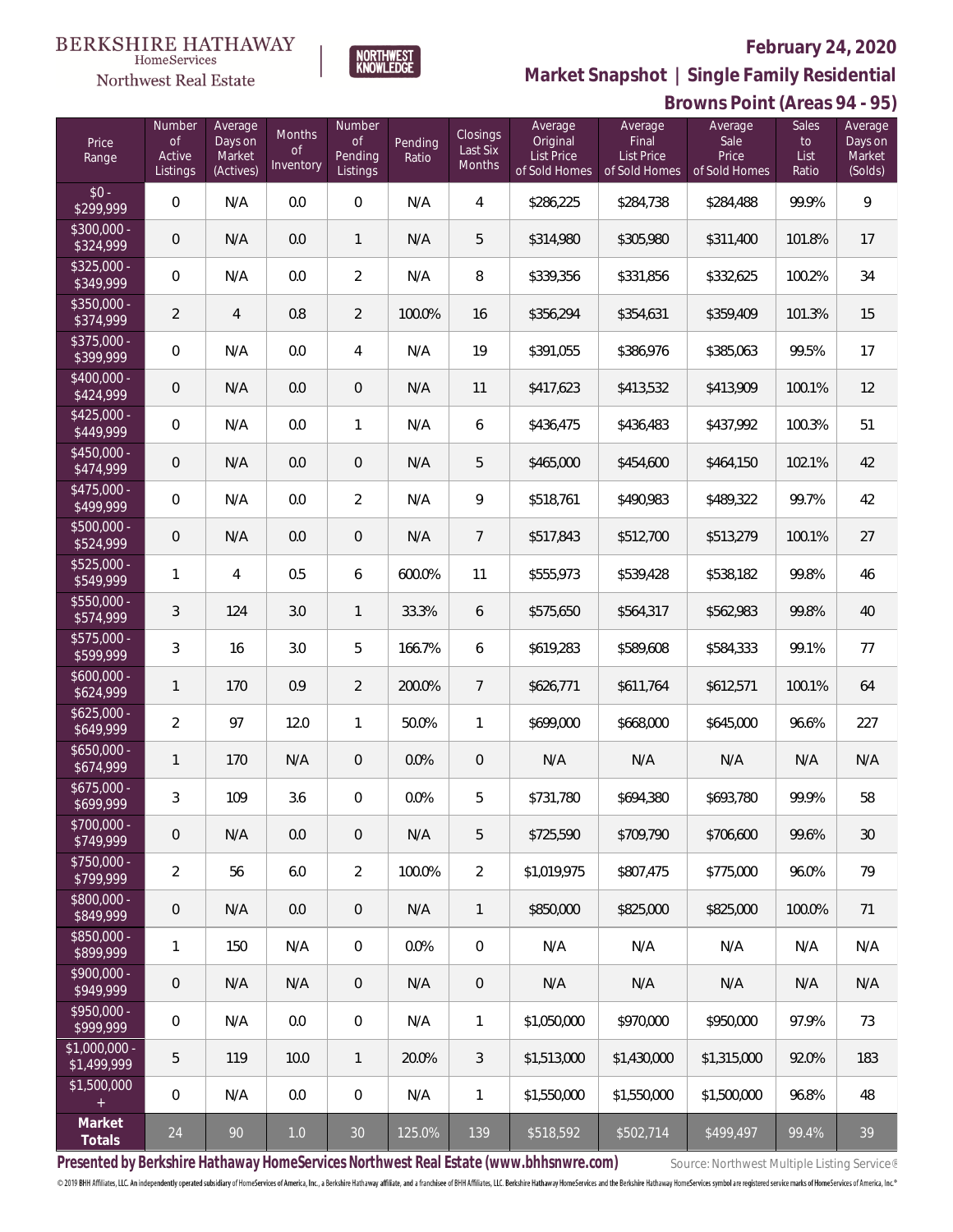BERKSHIRE HATHAWAY HomeServices Northwest Real Estate

NORTHWEST KNOWLEDGE

**February 24, 2020**

**Market Snapshot | Single Family Residential**

**Browns Point (Areas 94 - 95)**

| Price Range | Number of Active Listings | Average Days on Market (Actives) | Months of Inventory | Number of Pending Listings | Pending Ratio | Closings Last Six Months | Average Original List Price of Sold Homes | Average Final List Price of Sold Homes | Average Sale Price of Sold Homes | Sales to List Ratio | Average Days on Market (Solds) |
|---|---|---|---|---|---|---|---|---|---|---|---|
| $0 - $299,999 | 0 | N/A | 0.0 | 0 | N/A | 4 | $286,225 | $284,738 | $284,488 | 99.9% | 9 |
| $300,000 - $324,999 | 0 | N/A | 0.0 | 1 | N/A | 5 | $314,980 | $305,980 | $311,400 | 101.8% | 17 |
| $325,000 - $349,999 | 0 | N/A | 0.0 | 2 | N/A | 8 | $339,356 | $331,856 | $332,625 | 100.2% | 34 |
| $350,000 - $374,999 | 2 | 4 | 0.8 | 2 | 100.0% | 16 | $356,294 | $354,631 | $359,409 | 101.3% | 15 |
| $375,000 - $399,999 | 0 | N/A | 0.0 | 4 | N/A | 19 | $391,055 | $386,976 | $385,063 | 99.5% | 17 |
| $400,000 - $424,999 | 0 | N/A | 0.0 | 0 | N/A | 11 | $417,623 | $413,532 | $413,909 | 100.1% | 12 |
| $425,000 - $449,999 | 0 | N/A | 0.0 | 1 | N/A | 6 | $436,475 | $436,483 | $437,992 | 100.3% | 51 |
| $450,000 - $474,999 | 0 | N/A | 0.0 | 0 | N/A | 5 | $465,000 | $454,600 | $464,150 | 102.1% | 42 |
| $475,000 - $499,999 | 0 | N/A | 0.0 | 2 | N/A | 9 | $518,761 | $490,983 | $489,322 | 99.7% | 42 |
| $500,000 - $524,999 | 0 | N/A | 0.0 | 0 | N/A | 7 | $517,843 | $512,700 | $513,279 | 100.1% | 27 |
| $525,000 - $549,999 | 1 | 4 | 0.5 | 6 | 600.0% | 11 | $555,973 | $539,428 | $538,182 | 99.8% | 46 |
| $550,000 - $574,999 | 3 | 124 | 3.0 | 1 | 33.3% | 6 | $575,650 | $564,317 | $562,983 | 99.8% | 40 |
| $575,000 - $599,999 | 3 | 16 | 3.0 | 5 | 166.7% | 6 | $619,283 | $589,608 | $584,333 | 99.1% | 77 |
| $600,000 - $624,999 | 1 | 170 | 0.9 | 2 | 200.0% | 7 | $626,771 | $611,764 | $612,571 | 100.1% | 64 |
| $625,000 - $649,999 | 2 | 97 | 12.0 | 1 | 50.0% | 1 | $699,000 | $668,000 | $645,000 | 96.6% | 227 |
| $650,000 - $674,999 | 1 | 170 | N/A | 0 | 0.0% | 0 | N/A | N/A | N/A | N/A | N/A |
| $675,000 - $699,999 | 3 | 109 | 3.6 | 0 | 0.0% | 5 | $731,780 | $694,380 | $693,780 | 99.9% | 58 |
| $700,000 - $749,999 | 0 | N/A | 0.0 | 0 | N/A | 5 | $725,590 | $709,790 | $706,600 | 99.6% | 30 |
| $750,000 - $799,999 | 2 | 56 | 6.0 | 2 | 100.0% | 2 | $1,019,975 | $807,475 | $775,000 | 96.0% | 79 |
| $800,000 - $849,999 | 0 | N/A | 0.0 | 0 | N/A | 1 | $850,000 | $825,000 | $825,000 | 100.0% | 71 |
| $850,000 - $899,999 | 1 | 150 | N/A | 0 | 0.0% | 0 | N/A | N/A | N/A | N/A | N/A |
| $900,000 - $949,999 | 0 | N/A | N/A | 0 | N/A | 0 | N/A | N/A | N/A | N/A | N/A |
| $950,000 - $999,999 | 0 | N/A | 0.0 | 0 | N/A | 1 | $1,050,000 | $970,000 | $950,000 | 97.9% | 73 |
| $1,000,000 - $1,499,999 | 5 | 119 | 10.0 | 1 | 20.0% | 3 | $1,513,000 | $1,430,000 | $1,315,000 | 92.0% | 183 |
| $1,500,000 + | 0 | N/A | 0.0 | 0 | N/A | 1 | $1,550,000 | $1,550,000 | $1,500,000 | 96.8% | 48 |
| **Market Totals** | 24 | 90 | 1.0 | 30 | 125.0% | 139 | $518,592 | $502,714 | $499,497 | 99.4% | 39 |

**Presented by Berkshire Hathaway HomeServices Northwest Real Estate (www.bhhsnwre.com)**

Source: Northwest Multiple Listing Service®

© 2019 BHH Affiliates, LLC. An independently operated subsidiary of HomeServices of America, Inc., a Berkshire Hathaway affiliate, and a franchisee of BHH Affiliates, LLC. Berkshire Hathaway HomeServices and the Berkshire Hathaway HomeServices symbol are registered service marks of HomeServices of America, Inc.®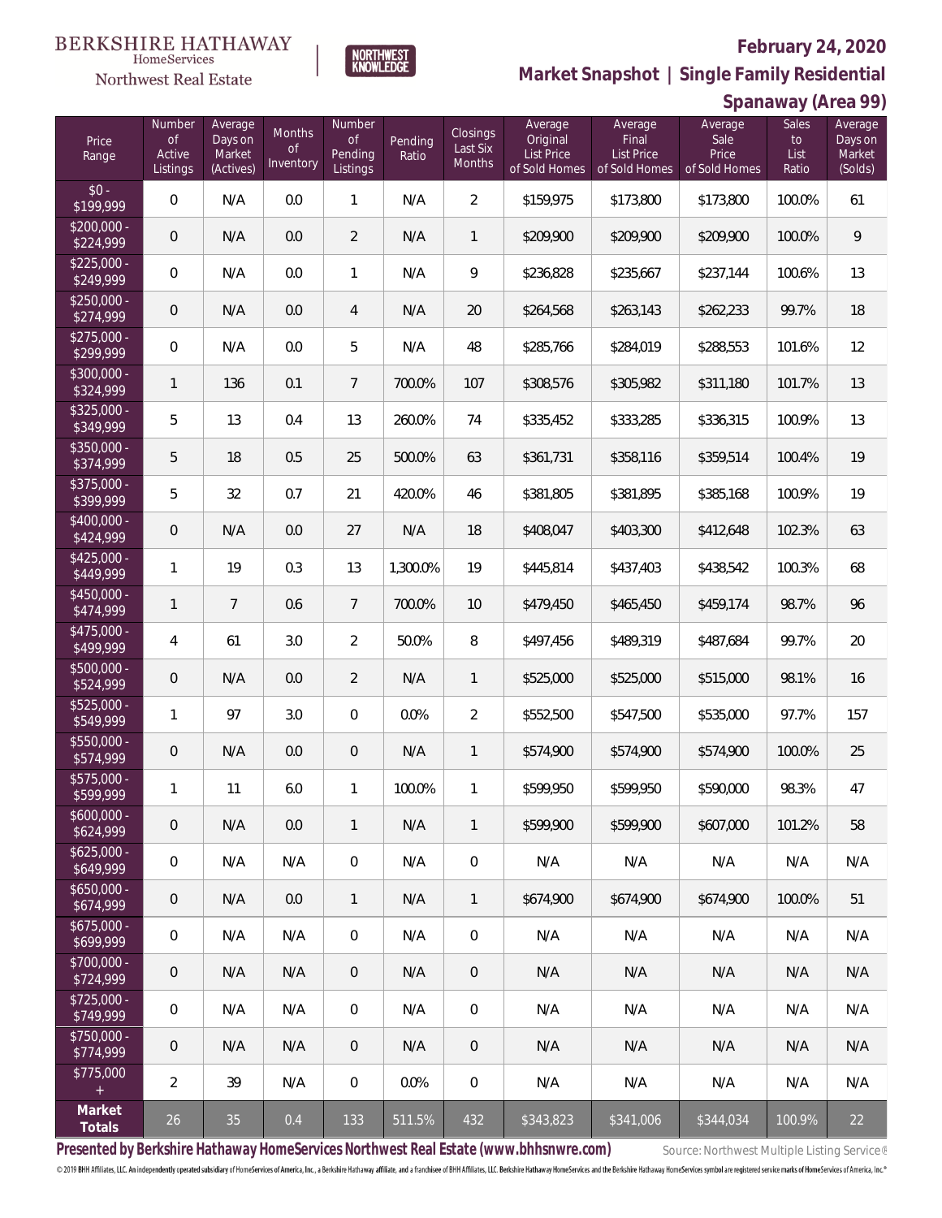BERKSHIRE HATHAWAY HomeServices Northwest Real Estate

# February 24, 2020

## Market Snapshot | Single Family Residential

## Spanaway (Area 99)

| Price Range | Number of Active Listings | Average Days on Market (Actives) | Months of Inventory | Number of Pending Listings | Pending Ratio | Closings Last Six Months | Average Original List Price of Sold Homes | Average Final List Price of Sold Homes | Average Sale Price of Sold Homes | Sales to List Ratio | Average Days on Market (Solds) |
|---|---|---|---|---|---|---|---|---|---|---|---|
| $0 - $199,999 | 0 | N/A | 0.0 | 1 | N/A | 2 | $159,975 | $173,800 | $173,800 | 100.0% | 61 |
| $200,000 - $224,999 | 0 | N/A | 0.0 | 2 | N/A | 1 | $209,900 | $209,900 | $209,900 | 100.0% | 9 |
| $225,000 - $249,999 | 0 | N/A | 0.0 | 1 | N/A | 9 | $236,828 | $235,667 | $237,144 | 100.6% | 13 |
| $250,000 - $274,999 | 0 | N/A | 0.0 | 4 | N/A | 20 | $264,568 | $263,143 | $262,233 | 99.7% | 18 |
| $275,000 - $299,999 | 0 | N/A | 0.0 | 5 | N/A | 48 | $285,766 | $284,019 | $288,553 | 101.6% | 12 |
| $300,000 - $324,999 | 1 | 136 | 0.1 | 7 | 700.0% | 107 | $308,576 | $305,982 | $311,180 | 101.7% | 13 |
| $325,000 - $349,999 | 5 | 13 | 0.4 | 13 | 260.0% | 74 | $335,452 | $333,285 | $336,315 | 100.9% | 13 |
| $350,000 - $374,999 | 5 | 18 | 0.5 | 25 | 500.0% | 63 | $361,731 | $358,116 | $359,514 | 100.4% | 19 |
| $375,000 - $399,999 | 5 | 32 | 0.7 | 21 | 420.0% | 46 | $381,805 | $381,895 | $385,168 | 100.9% | 19 |
| $400,000 - $424,999 | 0 | N/A | 0.0 | 27 | N/A | 18 | $408,047 | $403,300 | $412,648 | 102.3% | 63 |
| $425,000 - $449,999 | 1 | 19 | 0.3 | 13 | 1,300.0% | 19 | $445,814 | $437,403 | $438,542 | 100.3% | 68 |
| $450,000 - $474,999 | 1 | 7 | 0.6 | 7 | 700.0% | 10 | $479,450 | $465,450 | $459,174 | 98.7% | 96 |
| $475,000 - $499,999 | 4 | 61 | 3.0 | 2 | 50.0% | 8 | $497,456 | $489,319 | $487,684 | 99.7% | 20 |
| $500,000 - $524,999 | 0 | N/A | 0.0 | 2 | N/A | 1 | $525,000 | $525,000 | $515,000 | 98.1% | 16 |
| $525,000 - $549,999 | 1 | 97 | 3.0 | 0 | 0.0% | 2 | $552,500 | $547,500 | $535,000 | 97.7% | 157 |
| $550,000 - $574,999 | 0 | N/A | 0.0 | 0 | N/A | 1 | $574,900 | $574,900 | $574,900 | 100.0% | 25 |
| $575,000 - $599,999 | 1 | 11 | 6.0 | 1 | 100.0% | 1 | $599,950 | $599,950 | $590,000 | 98.3% | 47 |
| $600,000 - $624,999 | 0 | N/A | 0.0 | 1 | N/A | 1 | $599,900 | $599,900 | $607,000 | 101.2% | 58 |
| $625,000 - $649,999 | 0 | N/A | N/A | 0 | N/A | 0 | N/A | N/A | N/A | N/A | N/A |
| $650,000 - $674,999 | 0 | N/A | 0.0 | 1 | N/A | 1 | $674,900 | $674,900 | $674,900 | 100.0% | 51 |
| $675,000 - $699,999 | 0 | N/A | N/A | 0 | N/A | 0 | N/A | N/A | N/A | N/A | N/A |
| $700,000 - $724,999 | 0 | N/A | N/A | 0 | N/A | 0 | N/A | N/A | N/A | N/A | N/A |
| $725,000 - $749,999 | 0 | N/A | N/A | 0 | N/A | 0 | N/A | N/A | N/A | N/A | N/A |
| $750,000 - $774,999 | 0 | N/A | N/A | 0 | N/A | 0 | N/A | N/A | N/A | N/A | N/A |
| $775,000 + | 2 | 39 | N/A | 0 | 0.0% | 0 | N/A | N/A | N/A | N/A | N/A |
| **Market Totals** | 26 | 35 | 0.4 | 133 | 511.5% | 432 | $343,823 | $341,006 | $344,034 | 100.9% | 22 |

**Presented by Berkshire Hathaway HomeServices Northwest Real Estate (www.bhhsnwre.com)**

Source: Northwest Multiple Listing Service®

© 2019 BHH Affiliates, LLC. An independently operated subsidiary of HomeServices of America, Inc., a Berkshire Hathaway affiliate, and a franchisee of BHH Affiliates, LLC. Berkshire Hathaway HomeServices and the Berkshire Hathaway HomeServices symbol are registered service marks of HomeServices of America, Inc.®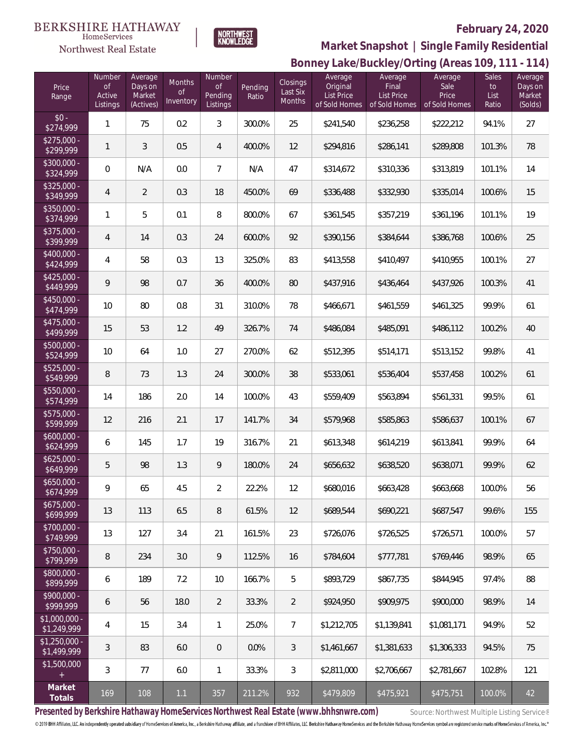BERKSHIRE HATHAWAY HomeServices

Northwest Real Estate

NORTHWEST KNOWLEDGE

**February 24, 2020**

**Market Snapshot | Single Family Residential**

**Bonney Lake/Buckley/Orting (Areas 109, 111 - 114)**

| Price Range | Number of Active Listings | Average Days on Market (Actives) | Months of Inventory | Number of Pending Listings | Pending Ratio | Closings Last Six Months | Average Original List Price of Sold Homes | Average Final List Price of Sold Homes | Average Sale Price of Sold Homes | Sales to List Ratio | Average Days on Market (Solds) |
|---|---|---|---|---|---|---|---|---|---|---|---|
| $0 - $274,999 | 1 | 75 | 0.2 | 3 | 300.0% | 25 | $241,540 | $236,258 | $222,212 | 94.1% | 27 |
| $275,000 - $299,999 | 1 | 3 | 0.5 | 4 | 400.0% | 12 | $294,816 | $286,141 | $289,808 | 101.3% | 78 |
| $300,000 - $324,999 | 0 | N/A | 0.0 | 7 | N/A | 47 | $314,672 | $310,336 | $313,819 | 101.1% | 14 |
| $325,000 - $349,999 | 4 | 2 | 0.3 | 18 | 450.0% | 69 | $336,488 | $332,930 | $335,014 | 100.6% | 15 |
| $350,000 - $374,999 | 1 | 5 | 0.1 | 8 | 800.0% | 67 | $361,545 | $357,219 | $361,196 | 101.1% | 19 |
| $375,000 - $399,999 | 4 | 14 | 0.3 | 24 | 600.0% | 92 | $390,156 | $384,644 | $386,768 | 100.6% | 25 |
| $400,000 - $424,999 | 4 | 58 | 0.3 | 13 | 325.0% | 83 | $413,558 | $410,497 | $410,955 | 100.1% | 27 |
| $425,000 - $449,999 | 9 | 98 | 0.7 | 36 | 400.0% | 80 | $437,916 | $436,464 | $437,926 | 100.3% | 41 |
| $450,000 - $474,999 | 10 | 80 | 0.8 | 31 | 310.0% | 78 | $466,671 | $461,559 | $461,325 | 99.9% | 61 |
| $475,000 - $499,999 | 15 | 53 | 1.2 | 49 | 326.7% | 74 | $486,084 | $485,091 | $486,112 | 100.2% | 40 |
| $500,000 - $524,999 | 10 | 64 | 1.0 | 27 | 270.0% | 62 | $512,395 | $514,171 | $513,152 | 99.8% | 41 |
| $525,000 - $549,999 | 8 | 73 | 1.3 | 24 | 300.0% | 38 | $533,061 | $536,404 | $537,458 | 100.2% | 61 |
| $550,000 - $574,999 | 14 | 186 | 2.0 | 14 | 100.0% | 43 | $559,409 | $563,894 | $561,331 | 99.5% | 61 |
| $575,000 - $599,999 | 12 | 216 | 2.1 | 17 | 141.7% | 34 | $579,968 | $585,863 | $586,637 | 100.1% | 67 |
| $600,000 - $624,999 | 6 | 145 | 1.7 | 19 | 316.7% | 21 | $613,348 | $614,219 | $613,841 | 99.9% | 64 |
| $625,000 - $649,999 | 5 | 98 | 1.3 | 9 | 180.0% | 24 | $656,632 | $638,520 | $638,071 | 99.9% | 62 |
| $650,000 - $674,999 | 9 | 65 | 4.5 | 2 | 22.2% | 12 | $680,016 | $663,428 | $663,668 | 100.0% | 56 |
| $675,000 - $699,999 | 13 | 113 | 6.5 | 8 | 61.5% | 12 | $689,544 | $690,221 | $687,547 | 99.6% | 155 |
| $700,000 - $749,999 | 13 | 127 | 3.4 | 21 | 161.5% | 23 | $726,076 | $726,525 | $726,571 | 100.0% | 57 |
| $750,000 - $799,999 | 8 | 234 | 3.0 | 9 | 112.5% | 16 | $784,604 | $777,781 | $769,446 | 98.9% | 65 |
| $800,000 - $899,999 | 6 | 189 | 7.2 | 10 | 166.7% | 5 | $893,729 | $867,735 | $844,945 | 97.4% | 88 |
| $900,000 - $999,999 | 6 | 56 | 18.0 | 2 | 33.3% | 2 | $924,950 | $909,975 | $900,000 | 98.9% | 14 |
| $1,000,000 - $1,249,999 | 4 | 15 | 3.4 | 1 | 25.0% | 7 | $1,212,705 | $1,139,841 | $1,081,171 | 94.9% | 52 |
| $1,250,000 - $1,499,999 | 3 | 83 | 6.0 | 0 | 0.0% | 3 | $1,461,667 | $1,381,633 | $1,306,333 | 94.5% | 75 |
| $1,500,000 + | 3 | 77 | 6.0 | 1 | 33.3% | 3 | $2,811,000 | $2,706,667 | $2,781,667 | 102.8% | 121 |
| **Market Totals** | 169 | 108 | 1.1 | 357 | 211.2% | 932 | $479,809 | $475,921 | $475,751 | 100.0% | 42 |

**Presented by Berkshire Hathaway HomeServices Northwest Real Estate (www.bhhsnwre.com)**

Source: Northwest Multiple Listing Service®

© 2019 BHH Affiliates, LLC. An independently operated subsidiary of HomeServices of America, Inc., a Berkshire Hathaway affiliate, and a franchisee of BHH Affiliates, LLC. Berkshire Hathaway HomeServices and the Berkshire Hathaway HomeServices symbol are registered service marks of HomeServices of America, Inc.®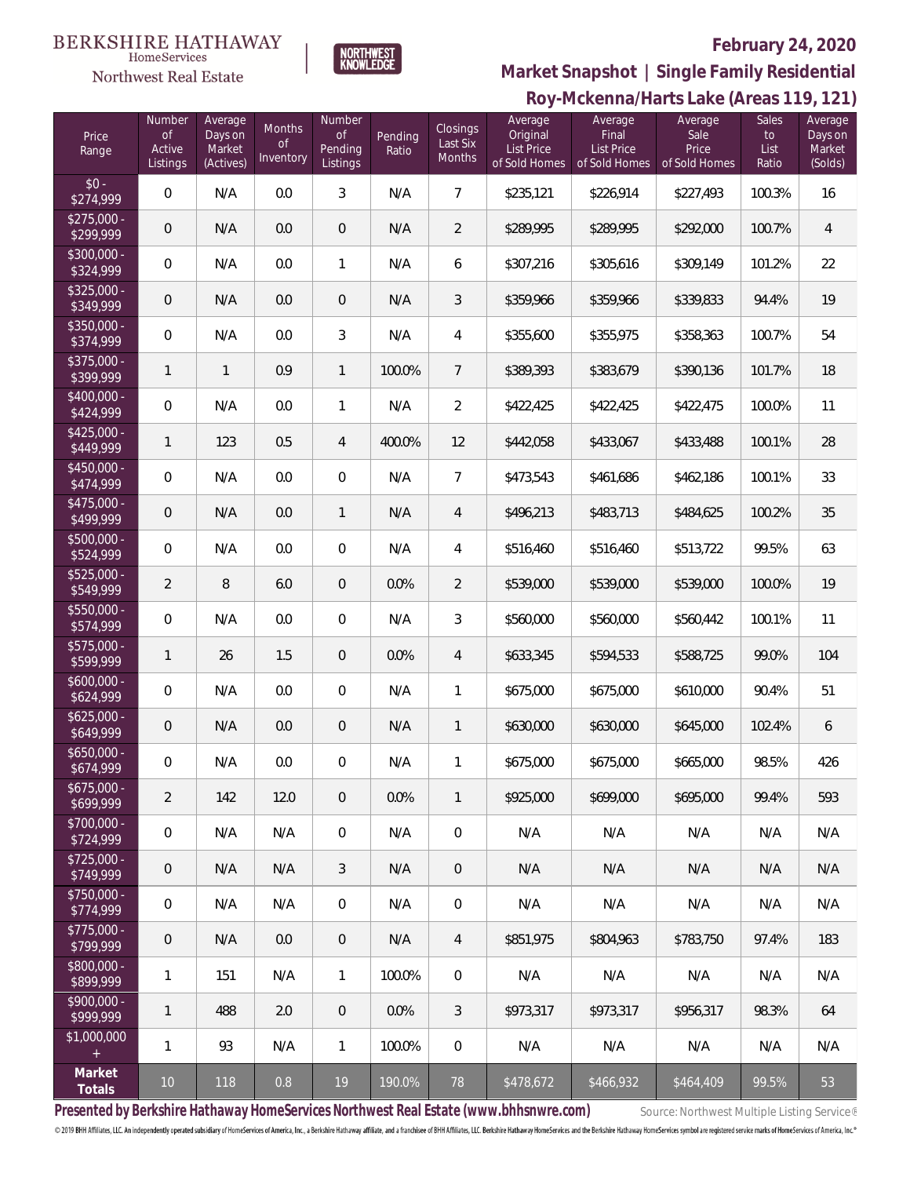BERKSHIRE HATHAWAY HomeServices Northwest Real Estate

NORTHWEST KNOWLEDGE

**February 24, 2020**

## Market Snapshot | Single Family Residential

## Roy-Mckenna/Harts Lake (Areas 119, 121)

| Price Range | Number of Active Listings | Average Days on Market (Actives) | Months of Inventory | Number of Pending Listings | Pending Ratio | Closings Last Six Months | Average Original List Price of Sold Homes | Average Final List Price of Sold Homes | Average Sale Price of Sold Homes | Sales to List Ratio | Average Days on Market (Solds) |
|---|---|---|---|---|---|---|---|---|---|---|---|
| $0 - $274,999 | 0 | N/A | 0.0 | 3 | N/A | 7 | $235,121 | $226,914 | $227,493 | 100.3% | 16 |
| $275,000 - $299,999 | 0 | N/A | 0.0 | 0 | N/A | 2 | $289,995 | $289,995 | $292,000 | 100.7% | 4 |
| $300,000 - $324,999 | 0 | N/A | 0.0 | 1 | N/A | 6 | $307,216 | $305,616 | $309,149 | 101.2% | 22 |
| $325,000 - $349,999 | 0 | N/A | 0.0 | 0 | N/A | 3 | $359,966 | $359,966 | $339,833 | 94.4% | 19 |
| $350,000 - $374,999 | 0 | N/A | 0.0 | 3 | N/A | 4 | $355,600 | $355,975 | $358,363 | 100.7% | 54 |
| $375,000 - $399,999 | 1 | 1 | 0.9 | 1 | 100.0% | 7 | $389,393 | $383,679 | $390,136 | 101.7% | 18 |
| $400,000 - $424,999 | 0 | N/A | 0.0 | 1 | N/A | 2 | $422,425 | $422,425 | $422,475 | 100.0% | 11 |
| $425,000 - $449,999 | 1 | 123 | 0.5 | 4 | 400.0% | 12 | $442,058 | $433,067 | $433,488 | 100.1% | 28 |
| $450,000 - $474,999 | 0 | N/A | 0.0 | 0 | N/A | 7 | $473,543 | $461,686 | $462,186 | 100.1% | 33 |
| $475,000 - $499,999 | 0 | N/A | 0.0 | 1 | N/A | 4 | $496,213 | $483,713 | $484,625 | 100.2% | 35 |
| $500,000 - $524,999 | 0 | N/A | 0.0 | 0 | N/A | 4 | $516,460 | $516,460 | $513,722 | 99.5% | 63 |
| $525,000 - $549,999 | 2 | 8 | 6.0 | 0 | 0.0% | 2 | $539,000 | $539,000 | $539,000 | 100.0% | 19 |
| $550,000 - $574,999 | 0 | N/A | 0.0 | 0 | N/A | 3 | $560,000 | $560,000 | $560,442 | 100.1% | 11 |
| $575,000 - $599,999 | 1 | 26 | 1.5 | 0 | 0.0% | 4 | $633,345 | $594,533 | $588,725 | 99.0% | 104 |
| $600,000 - $624,999 | 0 | N/A | 0.0 | 0 | N/A | 1 | $675,000 | $675,000 | $610,000 | 90.4% | 51 |
| $625,000 - $649,999 | 0 | N/A | 0.0 | 0 | N/A | 1 | $630,000 | $630,000 | $645,000 | 102.4% | 6 |
| $650,000 - $674,999 | 0 | N/A | 0.0 | 0 | N/A | 1 | $675,000 | $675,000 | $665,000 | 98.5% | 426 |
| $675,000 - $699,999 | 2 | 142 | 12.0 | 0 | 0.0% | 1 | $925,000 | $699,000 | $695,000 | 99.4% | 593 |
| $700,000 - $724,999 | 0 | N/A | N/A | 0 | N/A | 0 | N/A | N/A | N/A | N/A | N/A |
| $725,000 - $749,999 | 0 | N/A | N/A | 3 | N/A | 0 | N/A | N/A | N/A | N/A | N/A |
| $750,000 - $774,999 | 0 | N/A | N/A | 0 | N/A | 0 | N/A | N/A | N/A | N/A | N/A |
| $775,000 - $799,999 | 0 | N/A | 0.0 | 0 | N/A | 4 | $851,975 | $804,963 | $783,750 | 97.4% | 183 |
| $800,000 - $899,999 | 1 | 151 | N/A | 1 | 100.0% | 0 | N/A | N/A | N/A | N/A | N/A |
| $900,000 - $999,999 | 1 | 488 | 2.0 | 0 | 0.0% | 3 | $973,317 | $973,317 | $956,317 | 98.3% | 64 |
| $1,000,000 + | 1 | 93 | N/A | 1 | 100.0% | 0 | N/A | N/A | N/A | N/A | N/A |
| **Market Totals** | 10 | 118 | 0.8 | 19 | 190.0% | 78 | $478,672 | $466,932 | $464,409 | 99.5% | 53 |

**Presented by Berkshire Hathaway HomeServices Northwest Real Estate (www.bhhsnwre.com)**

Source: Northwest Multiple Listing Service®

© 2019 BHH Affiliates, LLC. An independently operated subsidiary of HomeServices of America, Inc., a Berkshire Hathaway affiliate, and a franchisee of BHH Affiliates, LLC. Berkshire Hathaway HomeServices and the Berkshire Hathaway HomeServices symbol are registered service marks of HomeServices of America, Inc.®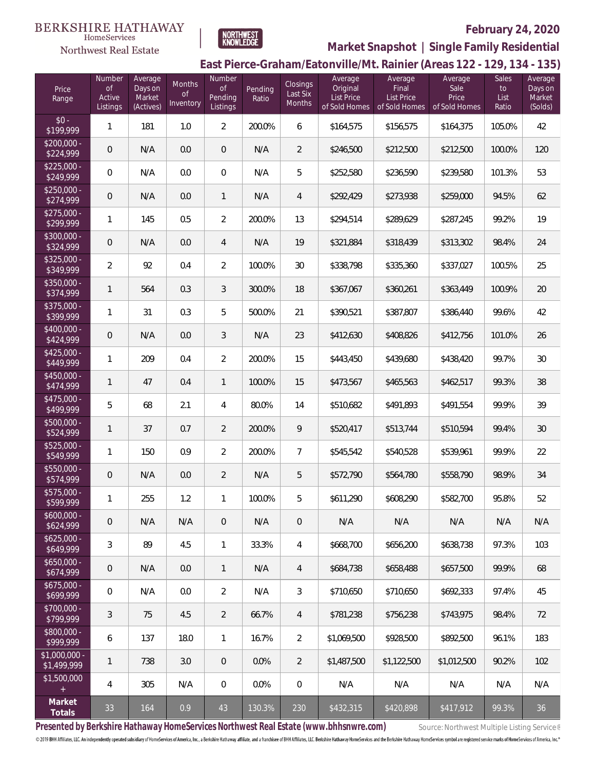BERKSHIRE HATHAWAY HomeServices Northwest Real Estate

NORTHWEST KNOWLEDGE

**February 24, 2020**

**Market Snapshot | Single Family Residential**

**East Pierce-Graham/Eatonville/Mt. Rainier (Areas 122 - 129, 134 - 135)**

| Price Range | Number of Active Listings | Average Days on Market (Actives) | Months of Inventory | Number of Pending Listings | Pending Ratio | Closings Last Six Months | Average Original List Price of Sold Homes | Average Final List Price of Sold Homes | Average Sale Price of Sold Homes | Sales to List Ratio | Average Days on Market (Solds) |
|---|---|---|---|---|---|---|---|---|---|---|---|
| $0 - $199,999 | 1 | 181 | 1.0 | 2 | 200.0% | 6 | $164,575 | $156,575 | $164,375 | 105.0% | 42 |
| $200,000 - $224,999 | 0 | N/A | 0.0 | 0 | N/A | 2 | $246,500 | $212,500 | $212,500 | 100.0% | 120 |
| $225,000 - $249,999 | 0 | N/A | 0.0 | 0 | N/A | 5 | $252,580 | $236,590 | $239,580 | 101.3% | 53 |
| $250,000 - $274,999 | 0 | N/A | 0.0 | 1 | N/A | 4 | $292,429 | $273,938 | $259,000 | 94.5% | 62 |
| $275,000 - $299,999 | 1 | 145 | 0.5 | 2 | 200.0% | 13 | $294,514 | $289,629 | $287,245 | 99.2% | 19 |
| $300,000 - $324,999 | 0 | N/A | 0.0 | 4 | N/A | 19 | $321,884 | $318,439 | $313,302 | 98.4% | 24 |
| $325,000 - $349,999 | 2 | 92 | 0.4 | 2 | 100.0% | 30 | $338,798 | $335,360 | $337,027 | 100.5% | 25 |
| $350,000 - $374,999 | 1 | 564 | 0.3 | 3 | 300.0% | 18 | $367,067 | $360,261 | $363,449 | 100.9% | 20 |
| $375,000 - $399,999 | 1 | 31 | 0.3 | 5 | 500.0% | 21 | $390,521 | $387,807 | $386,440 | 99.6% | 42 |
| $400,000 - $424,999 | 0 | N/A | 0.0 | 3 | N/A | 23 | $412,630 | $408,826 | $412,756 | 101.0% | 26 |
| $425,000 - $449,999 | 1 | 209 | 0.4 | 2 | 200.0% | 15 | $443,450 | $439,680 | $438,420 | 99.7% | 30 |
| $450,000 - $474,999 | 1 | 47 | 0.4 | 1 | 100.0% | 15 | $473,567 | $465,563 | $462,517 | 99.3% | 38 |
| $475,000 - $499,999 | 5 | 68 | 2.1 | 4 | 80.0% | 14 | $510,682 | $491,893 | $491,554 | 99.9% | 39 |
| $500,000 - $524,999 | 1 | 37 | 0.7 | 2 | 200.0% | 9 | $520,417 | $513,744 | $510,594 | 99.4% | 30 |
| $525,000 - $549,999 | 1 | 150 | 0.9 | 2 | 200.0% | 7 | $545,542 | $540,528 | $539,961 | 99.9% | 22 |
| $550,000 - $574,999 | 0 | N/A | 0.0 | 2 | N/A | 5 | $572,790 | $564,780 | $558,790 | 98.9% | 34 |
| $575,000 - $599,999 | 1 | 255 | 1.2 | 1 | 100.0% | 5 | $611,290 | $608,290 | $582,700 | 95.8% | 52 |
| $600,000 - $624,999 | 0 | N/A | N/A | 0 | N/A | 0 | N/A | N/A | N/A | N/A | N/A |
| $625,000 - $649,999 | 3 | 89 | 4.5 | 1 | 33.3% | 4 | $668,700 | $656,200 | $638,738 | 97.3% | 103 |
| $650,000 - $674,999 | 0 | N/A | 0.0 | 1 | N/A | 4 | $684,738 | $658,488 | $657,500 | 99.9% | 68 |
| $675,000 - $699,999 | 0 | N/A | 0.0 | 2 | N/A | 3 | $710,650 | $710,650 | $692,333 | 97.4% | 45 |
| $700,000 - $799,999 | 3 | 75 | 4.5 | 2 | 66.7% | 4 | $781,238 | $756,238 | $743,975 | 98.4% | 72 |
| $800,000 - $999,999 | 6 | 137 | 18.0 | 1 | 16.7% | 2 | $1,069,500 | $928,500 | $892,500 | 96.1% | 183 |
| $1,000,000 - $1,499,999 | 1 | 738 | 3.0 | 0 | 0.0% | 2 | $1,487,500 | $1,122,500 | $1,012,500 | 90.2% | 102 |
| $1,500,000 + | 4 | 305 | N/A | 0 | 0.0% | 0 | N/A | N/A | N/A | N/A | N/A |
| **Market Totals** | 33 | 164 | 0.9 | 43 | 130.3% | 230 | $432,315 | $420,898 | $417,912 | 99.3% | 36 |

**Presented by Berkshire Hathaway HomeServices Northwest Real Estate (www.bhhsnwre.com)**

Source: Northwest Multiple Listing Service®

© 2019 BHH Affiliates, LLC. An independently operated subsidiary of HomeServices of America, Inc., a Berkshire Hathaway affiliate, and a franchisee of BHH Affiliates, LLC. Berkshire Hathaway HomeServices and the Berkshire Hathaway HomeServices symbol are registered service marks of HomeServices of America, Inc.®